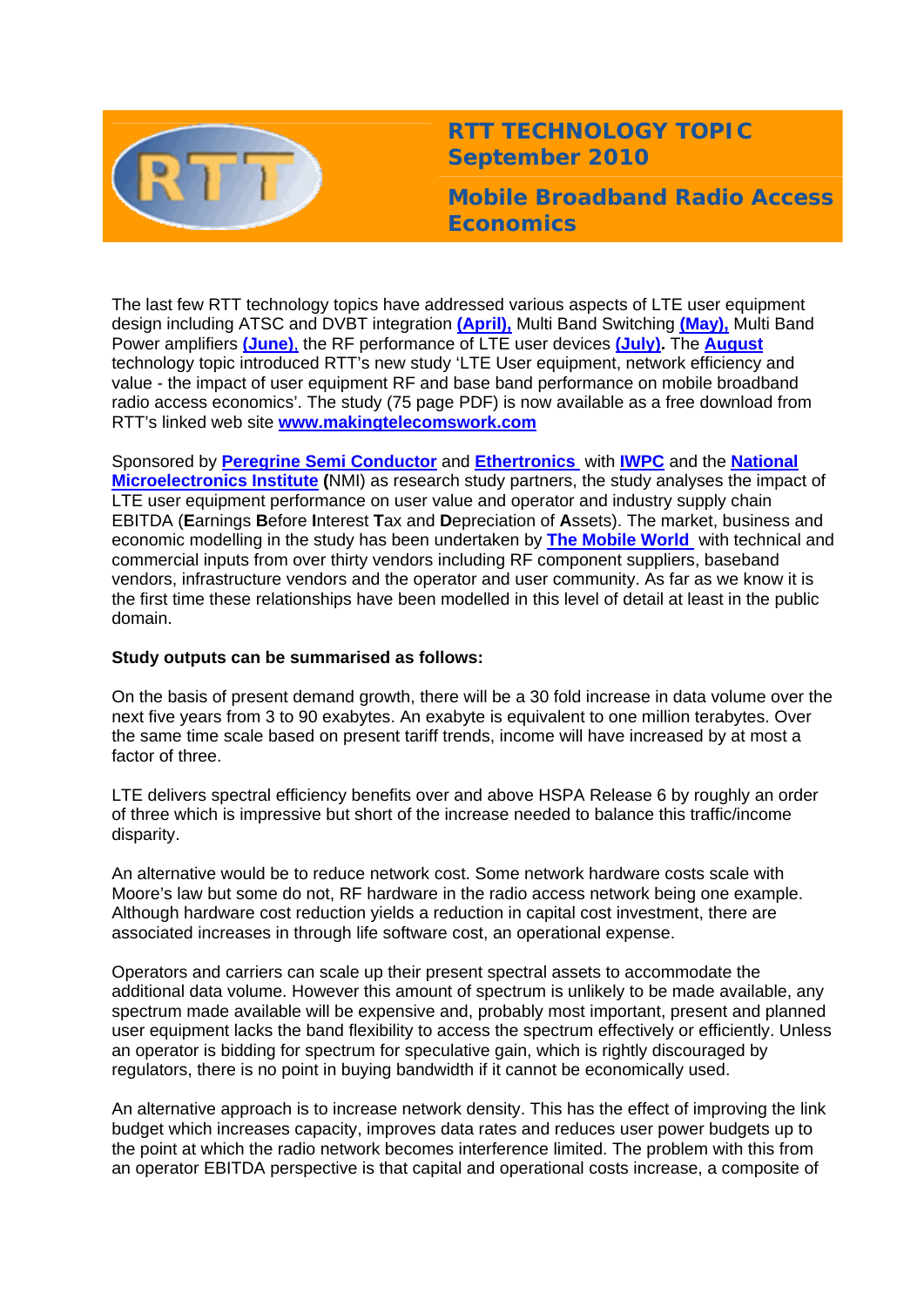# RTT TECHNOLOGY TOPIC September 2010

## Mobile Broadband Radio Access Economics

The last few RTT technology topics have addressed various aspects of LTE user equipment design including ATSC and DVBT integration **(April),** Multi Band Switching **(May),** Multi Band Power amplifiers **(June),** the RF performance of LTE user devices **(July).** The **August** technology topic introduced RTT's new study 'LTE User equipment, network efficiency and value - the impact of user equipment RF and base band performance on mobile broadband radio access economics'. The study (75 page PDF) is now available as a free download from RTT's linked web site **www.makingtelecomswork.com**

Sponsored by **Peregrine Semi Conductor** and **Ethertronics** with **IWPC** and the **National Microelectronics Institute** (NMI) as research study partners, the study analyses the impact of LTE user equipment performance on user value and operator and industry supply chain EBITDA (**E**arnings **B**efore **I**nterest **T**ax and **D**epreciation of **A**ssets). The market, business and economic modelling in the study has been undertaken by **The Mobile World** with technical and commercial inputs from over thirty vendors including RF component suppliers, baseband vendors, infrastructure vendors and the operator and user community. As far as we know it is the first time these relationships have been modelled in this level of detail at least in the public domain.

**Study outputs can be summarised as follows:**

On the basis of present demand growth, there will be a 30 fold increase in data volume over the next five years from 3 to 90 exabytes. An exabyte is equivalent to one million terabytes. Over the same time scale based on present tariff trends, income will have increased by at most a factor of three.

LTE delivers spectral efficiency benefits over and above HSPA Release 6 by roughly an order of three which is impressive but short of the increase needed to balance this traffic/income disparity.

An alternative would be to reduce network cost. Some network hardware costs scale with Moore's law but some do not, RF hardware in the radio access network being one example. Although hardware cost reduction yields a reduction in capital cost investment, there are associated increases in through life software cost, an operational expense.

Operators and carriers can scale up their present spectral assets to accommodate the additional data volume. However this amount of spectrum is unlikely to be made available, any spectrum made available will be expensive and, probably most important, present and planned user equipment lacks the band flexibility to access the spectrum effectively or efficiently. Unless an operator is bidding for spectrum for speculative gain, which is rightly discouraged by regulators, there is no point in buying bandwidth if it cannot be economically used.

An alternative approach is to increase network density. This has the effect of improving the link budget which increases capacity, improves data rates and reduces user power budgets up to the point at which the radio network becomes interference limited. The problem with this from an operator EBITDA perspective is that capital and operational costs increase, a composite of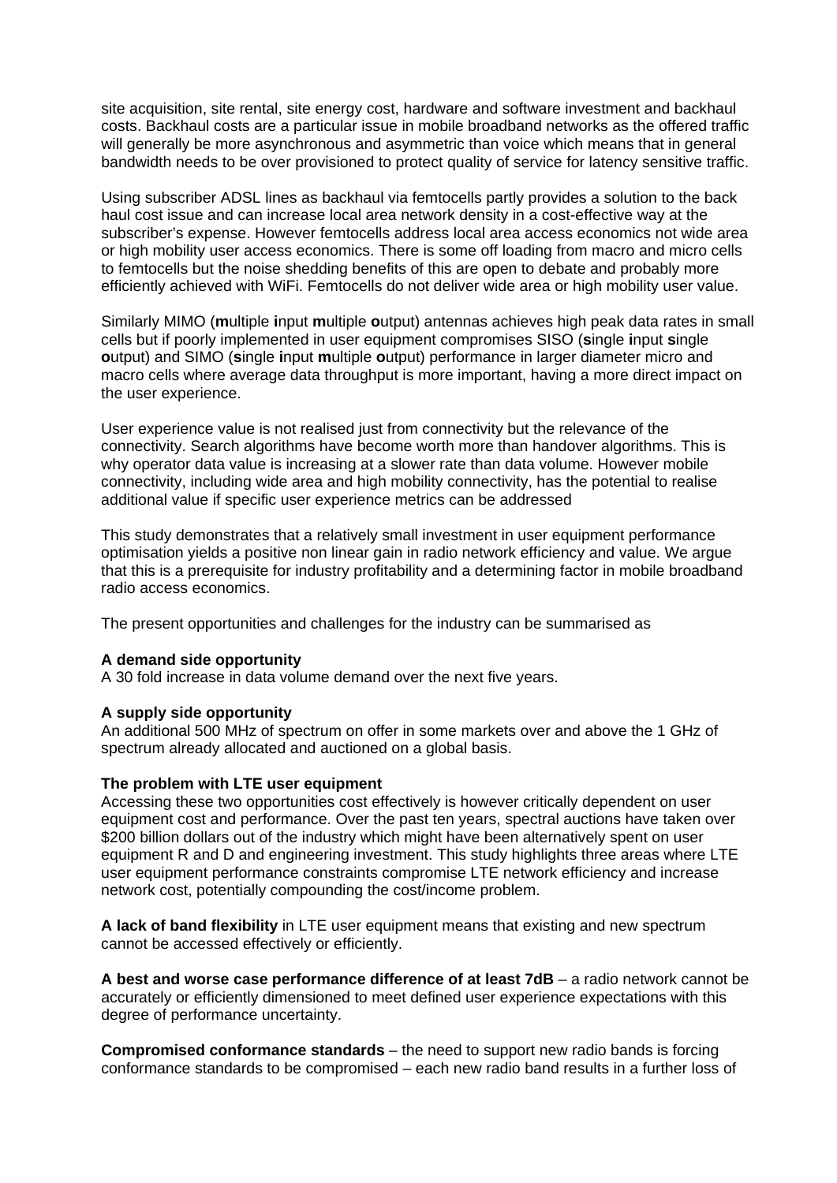site acquisition, site rental, site energy cost, hardware and software investment and backhaul costs. Backhaul costs are a particular issue in mobile broadband networks as the offered traffic will generally be more asynchronous and asymmetric than voice which means that in general bandwidth needs to be over provisioned to protect quality of service for latency sensitive traffic.

Using subscriber ADSL lines as backhaul via femtocells partly provides a solution to the back haul cost issue and can increase local area network density in a cost-effective way at the subscriber's expense. However femtocells address local area access economics not wide area or high mobility user access economics. There is some off loading from macro and micro cells to femtocells but the noise shedding benefits of this are open to debate and probably more efficiently achieved with WiFi. Femtocells do not deliver wide area or high mobility user value.

Similarly MIMO (**m**ultiple **i**nput **m**ultiple **o**utput) antennas achieves high peak data rates in small cells but if poorly implemented in user equipment compromises SISO (**s**ingle **i**nput **s**ingle **o**utput) and SIMO (**s**ingle **i**nput **m**ultiple **o**utput) performance in larger diameter micro and macro cells where average data throughput is more important, having a more direct impact on the user experience.

User experience value is not realised just from connectivity but the relevance of the connectivity. Search algorithms have become worth more than handover algorithms. This is why operator data value is increasing at a slower rate than data volume. However mobile connectivity, including wide area and high mobility connectivity, has the potential to realise additional value if specific user experience metrics can be addressed

This study demonstrates that a relatively small investment in user equipment performance optimisation yields a positive non linear gain in radio network efficiency and value. We argue that this is a prerequisite for industry profitability and a determining factor in mobile broadband radio access economics.

The present opportunities and challenges for the industry can be summarised as

**A demand side opportunity**
A 30 fold increase in data volume demand over the next five years.

**A supply side opportunity**
An additional 500 MHz of spectrum on offer in some markets over and above the 1 GHz of spectrum already allocated and auctioned on a global basis.

**The problem with LTE user equipment**
Accessing these two opportunities cost effectively is however critically dependent on user equipment cost and performance. Over the past ten years, spectral auctions have taken over $200 billion dollars out of the industry which might have been alternatively spent on user equipment R and D and engineering investment. This study highlights three areas where LTE user equipment performance constraints compromise LTE network efficiency and increase network cost, potentially compounding the cost/income problem.

**A lack of band flexibility** in LTE user equipment means that existing and new spectrum cannot be accessed effectively or efficiently.

**A best and worse case performance difference of at least 7dB** – a radio network cannot be accurately or efficiently dimensioned to meet defined user experience expectations with this degree of performance uncertainty.

**Compromised conformance standards** – the need to support new radio bands is forcing conformance standards to be compromised – each new radio band results in a further loss of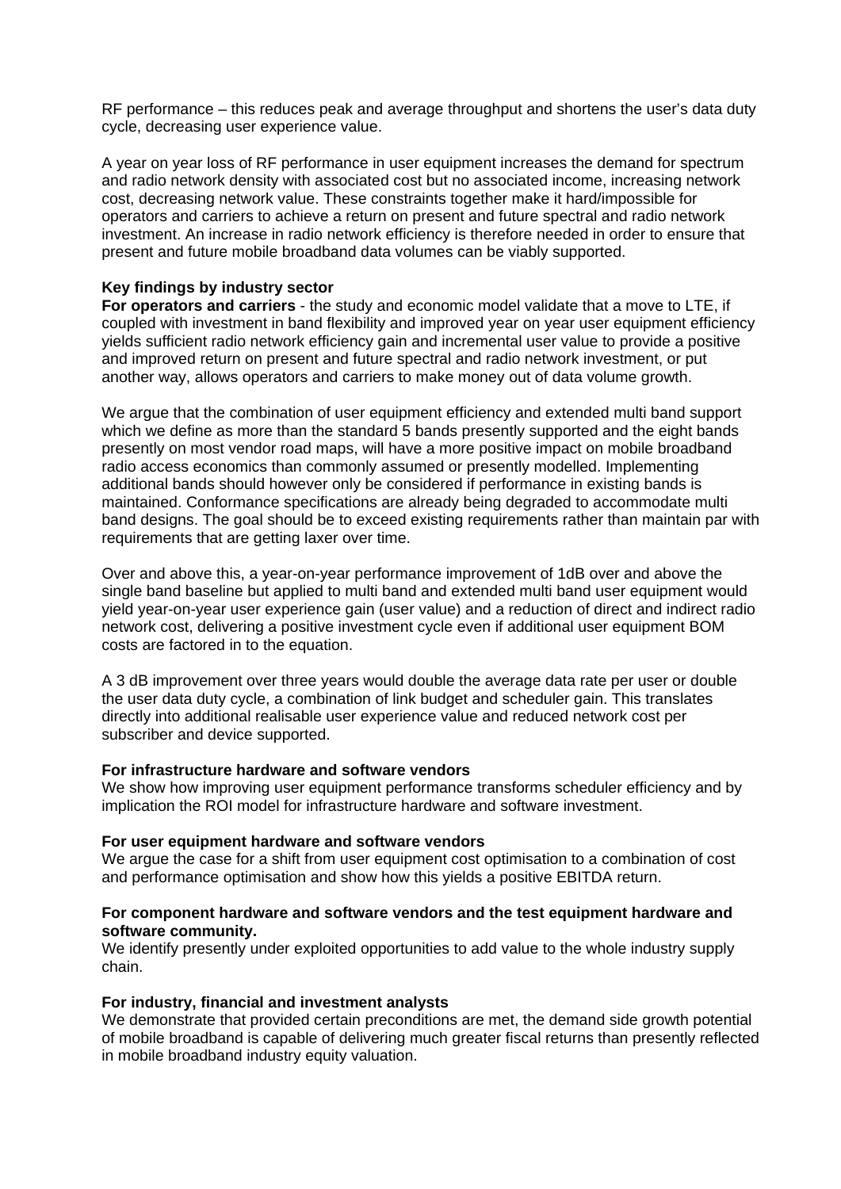RF performance – this reduces peak and average throughput and shortens the user's data duty cycle, decreasing user experience value.

A year on year loss of RF performance in user equipment increases the demand for spectrum and radio network density with associated cost but no associated income, increasing network cost, decreasing network value. These constraints together make it hard/impossible for operators and carriers to achieve a return on present and future spectral and radio network investment. An increase in radio network efficiency is therefore needed in order to ensure that present and future mobile broadband data volumes can be viably supported.

**Key findings by industry sector**

**For operators and carriers** - the study and economic model validate that a move to LTE, if coupled with investment in band flexibility and improved year on year user equipment efficiency yields sufficient radio network efficiency gain and incremental user value to provide a positive and improved return on present and future spectral and radio network investment, or put another way, allows operators and carriers to make money out of data volume growth.

We argue that the combination of user equipment efficiency and extended multi band support which we define as more than the standard 5 bands presently supported and the eight bands presently on most vendor road maps, will have a more positive impact on mobile broadband radio access economics than commonly assumed or presently modelled. Implementing additional bands should however only be considered if performance in existing bands is maintained. Conformance specifications are already being degraded to accommodate multi band designs. The goal should be to exceed existing requirements rather than maintain par with requirements that are getting laxer over time.

Over and above this, a year-on-year performance improvement of 1dB over and above the single band baseline but applied to multi band and extended multi band user equipment would yield year-on-year user experience gain (user value) and a reduction of direct and indirect radio network cost, delivering a positive investment cycle even if additional user equipment BOM costs are factored in to the equation.

A 3 dB improvement over three years would double the average data rate per user or double the user data duty cycle, a combination of link budget and scheduler gain. This translates directly into additional realisable user experience value and reduced network cost per subscriber and device supported.

**For infrastructure hardware and software vendors**

We show how improving user equipment performance transforms scheduler efficiency and by implication the ROI model for infrastructure hardware and software investment.

**For user equipment hardware and software vendors**

We argue the case for a shift from user equipment cost optimisation to a combination of cost and performance optimisation and show how this yields a positive EBITDA return.

**For component hardware and software vendors and the test equipment hardware and software community.**

We identify presently under exploited opportunities to add value to the whole industry supply chain.

**For industry, financial and investment analysts**

We demonstrate that provided certain preconditions are met, the demand side growth potential of mobile broadband is capable of delivering much greater fiscal returns than presently reflected in mobile broadband industry equity valuation.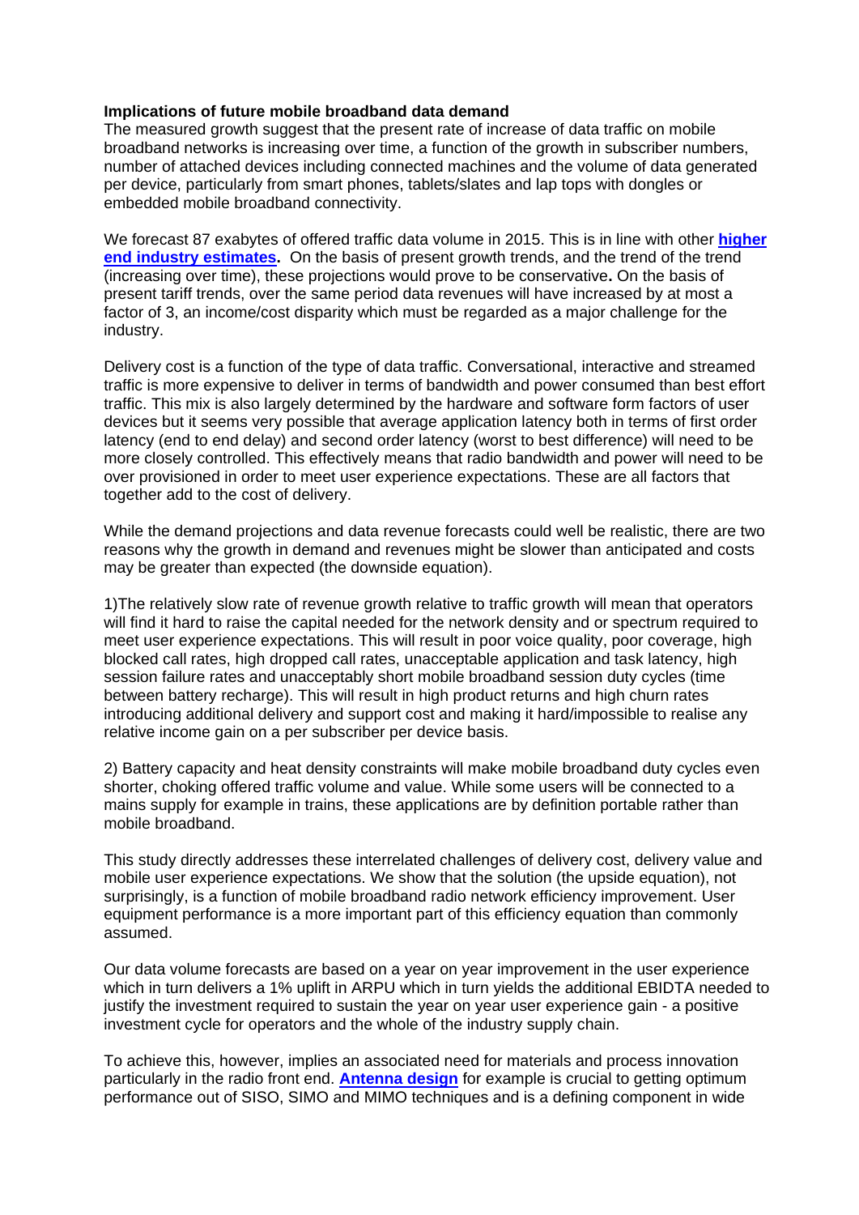**Implications of future mobile broadband data demand**
The measured growth suggest that the present rate of increase of data traffic on mobile broadband networks is increasing over time, a function of the growth in subscriber numbers, number of attached devices including connected machines and the volume of data generated per device, particularly from smart phones, tablets/slates and lap tops with dongles or embedded mobile broadband connectivity.

We forecast 87 exabytes of offered traffic data volume in 2015. This is in line with other **higher end industry estimates.** On the basis of present growth trends, and the trend of the trend (increasing over time), these projections would prove to be conservative**.** On the basis of present tariff trends, over the same period data revenues will have increased by at most a factor of 3, an income/cost disparity which must be regarded as a major challenge for the industry.

Delivery cost is a function of the type of data traffic. Conversational, interactive and streamed traffic is more expensive to deliver in terms of bandwidth and power consumed than best effort traffic. This mix is also largely determined by the hardware and software form factors of user devices but it seems very possible that average application latency both in terms of first order latency (end to end delay) and second order latency (worst to best difference) will need to be more closely controlled. This effectively means that radio bandwidth and power will need to be over provisioned in order to meet user experience expectations. These are all factors that together add to the cost of delivery.

While the demand projections and data revenue forecasts could well be realistic, there are two reasons why the growth in demand and revenues might be slower than anticipated and costs may be greater than expected (the downside equation).

1)The relatively slow rate of revenue growth relative to traffic growth will mean that operators will find it hard to raise the capital needed for the network density and or spectrum required to meet user experience expectations. This will result in poor voice quality, poor coverage, high blocked call rates, high dropped call rates, unacceptable application and task latency, high session failure rates and unacceptably short mobile broadband session duty cycles (time between battery recharge). This will result in high product returns and high churn rates introducing additional delivery and support cost and making it hard/impossible to realise any relative income gain on a per subscriber per device basis.

2) Battery capacity and heat density constraints will make mobile broadband duty cycles even shorter, choking offered traffic volume and value. While some users will be connected to a mains supply for example in trains, these applications are by definition portable rather than mobile broadband.

This study directly addresses these interrelated challenges of delivery cost, delivery value and mobile user experience expectations. We show that the solution (the upside equation), not surprisingly, is a function of mobile broadband radio network efficiency improvement. User equipment performance is a more important part of this efficiency equation than commonly assumed.

Our data volume forecasts are based on a year on year improvement in the user experience which in turn delivers a 1% uplift in ARPU which in turn yields the additional EBIDTA needed to justify the investment required to sustain the year on year user experience gain - a positive investment cycle for operators and the whole of the industry supply chain.

To achieve this, however, implies an associated need for materials and process innovation particularly in the radio front end. **Antenna design** for example is crucial to getting optimum performance out of SISO, SIMO and MIMO techniques and is a defining component in wide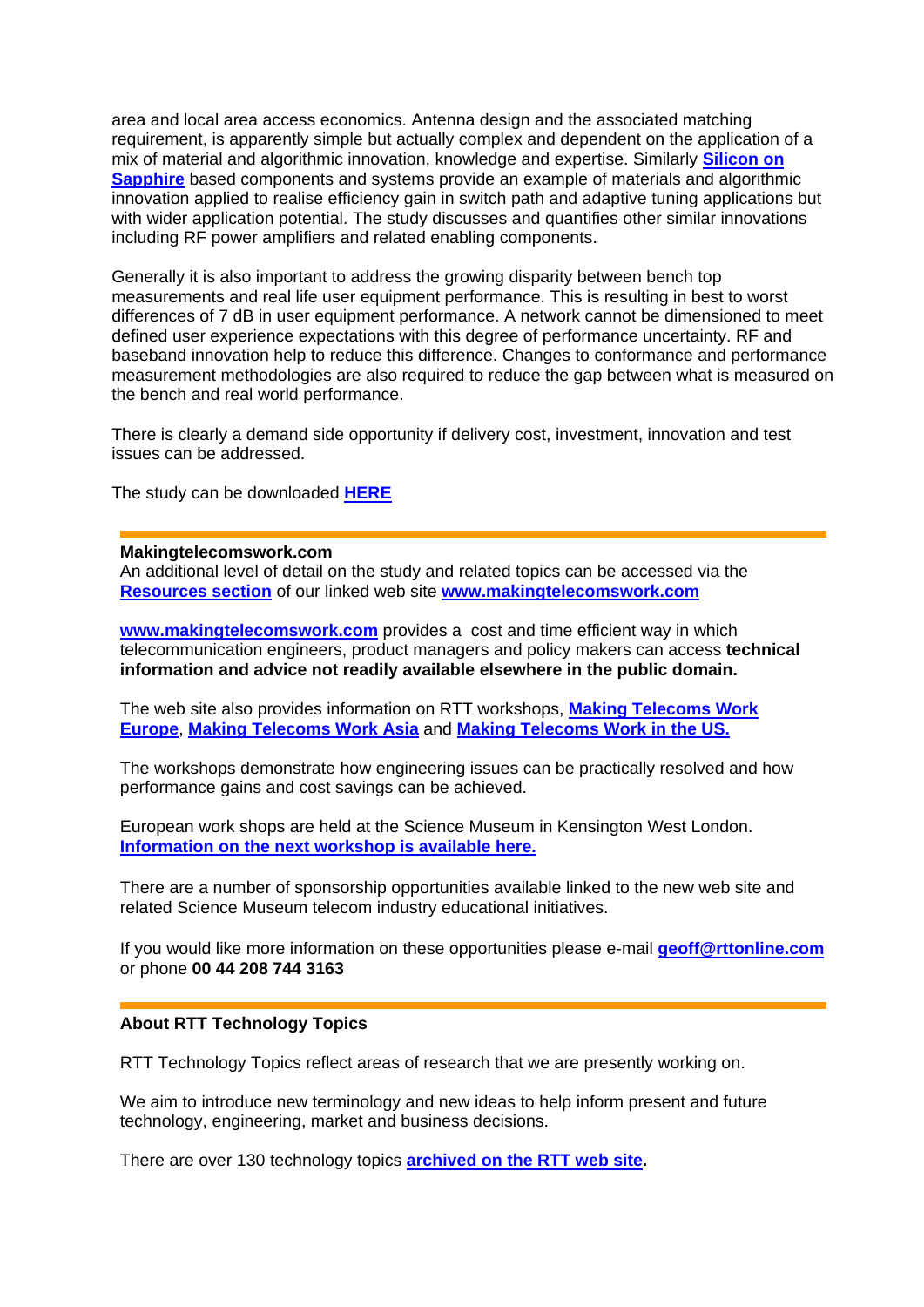area and local area access economics. Antenna design and the associated matching requirement, is apparently simple but actually complex and dependent on the application of a mix of material and algorithmic innovation, knowledge and expertise. Similarly **Silicon on Sapphire** based components and systems provide an example of materials and algorithmic innovation applied to realise efficiency gain in switch path and adaptive tuning applications but with wider application potential. The study discusses and quantifies other similar innovations including RF power amplifiers and related enabling components.

Generally it is also important to address the growing disparity between bench top measurements and real life user equipment performance. This is resulting in best to worst differences of 7 dB in user equipment performance. A network cannot be dimensioned to meet defined user experience expectations with this degree of performance uncertainty. RF and baseband innovation help to reduce this difference. Changes to conformance and performance measurement methodologies are also required to reduce the gap between what is measured on the bench and real world performance.

There is clearly a demand side opportunity if delivery cost, investment, innovation and test issues can be addressed.

The study can be downloaded **HERE**

---

**Makingtelecomswork.com**
An additional level of detail on the study and related topics can be accessed via the **Resources section** of our linked web site **www.makingtelecomswork.com**

**www.makingtelecomswork.com** provides a cost and time efficient way in which telecommunication engineers, product managers and policy makers can access **technical information and advice not readily available elsewhere in the public domain.**

The web site also provides information on RTT workshops, **Making Telecoms Work Europe**, **Making Telecoms Work Asia** and **Making Telecoms Work in the US.**

The workshops demonstrate how engineering issues can be practically resolved and how performance gains and cost savings can be achieved.

European work shops are held at the Science Museum in Kensington West London.
**Information on the next workshop is available here.**

There are a number of sponsorship opportunities available linked to the new web site and related Science Museum telecom industry educational initiatives.

If you would like more information on these opportunities please e-mail **geoff@rttonline.com** or phone **00 44 208 744 3163**

---

**About RTT Technology Topics**

RTT Technology Topics reflect areas of research that we are presently working on.

We aim to introduce new terminology and new ideas to help inform present and future technology, engineering, market and business decisions.

There are over 130 technology topics **archived on the RTT web site.**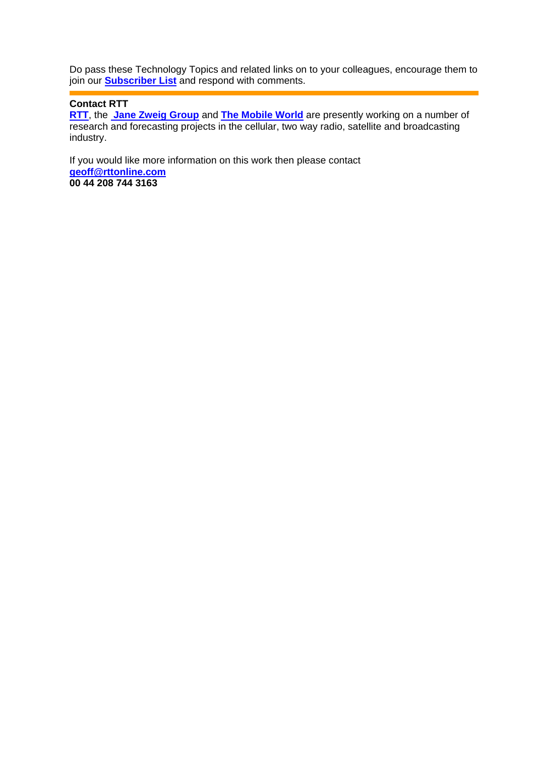Do pass these Technology Topics and related links on to your colleagues, encourage them to join our **Subscriber List** and respond with comments.

---

**Contact RTT**

**RTT**, the **Jane Zweig Group** and **The Mobile World** are presently working on a number of research and forecasting projects in the cellular, two way radio, satellite and broadcasting industry.

If you would like more information on this work then please contact
**geoff@rttonline.com**
**00 44 208 744 3163**